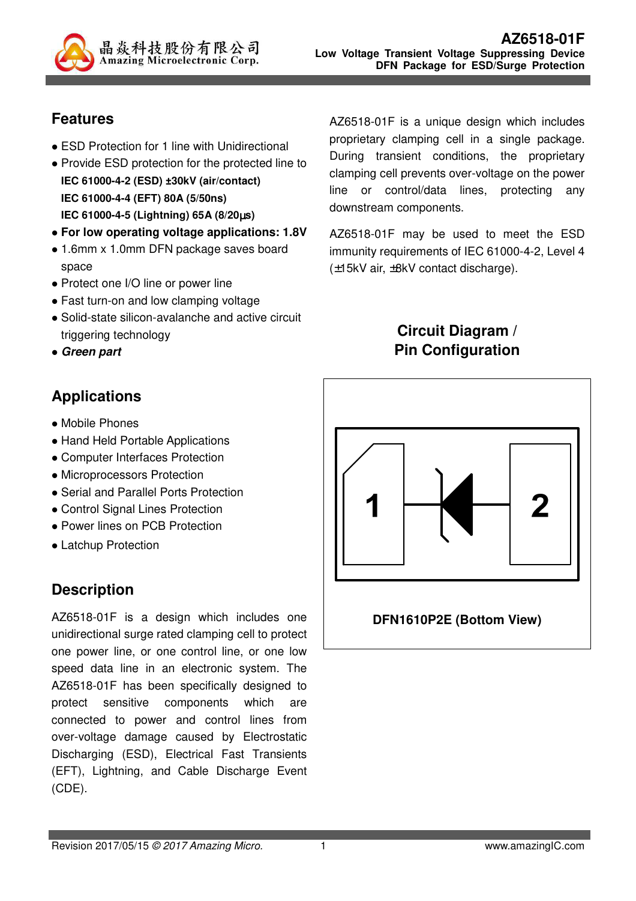晶焱科技股份有限公司
Amazing Microelectronic Corp.

# AZ6518-01F

**Low Voltage Transient Voltage Suppressing Device**
**DFN Package for ESD/Surge Protection**

## Features

- ESD Protection for 1 line with Unidirectional
- Provide ESD protection for the protected line to
  **IEC 61000-4-2 (ESD) ±30kV (air/contact)**
  **IEC 61000-4-4 (EFT) 80A (5/50ns)**
  **IEC 61000-4-5 (Lightning) 65A (8/20μs)**
- **For low operating voltage applications: 1.8V**
- 1.6mm x 1.0mm DFN package saves board space
- Protect one I/O line or power line
- Fast turn-on and low clamping voltage
- Solid-state silicon-avalanche and active circuit triggering technology
- ***Green part***

## Applications

- Mobile Phones
- Hand Held Portable Applications
- Computer Interfaces Protection
- Microprocessors Protection
- Serial and Parallel Ports Protection
- Control Signal Lines Protection
- Power lines on PCB Protection
- Latchup Protection

## Description

AZ6518-01F is a design which includes one unidirectional surge rated clamping cell to protect one power line, or one control line, or one low speed data line in an electronic system. The AZ6518-01F has been specifically designed to protect sensitive components which are connected to power and control lines from over-voltage damage caused by Electrostatic Discharging (ESD), Electrical Fast Transients (EFT), Lightning, and Cable Discharge Event (CDE).

AZ6518-01F is a unique design which includes proprietary clamping cell in a single package. During transient conditions, the proprietary clamping cell prevents over-voltage on the power line or control/data lines, protecting any downstream components.

AZ6518-01F may be used to meet the ESD immunity requirements of IEC 61000-4-2, Level 4 (±15kV air, ±8kV contact discharge).

## Circuit Diagram / Pin Configuration

1 2

**DFN1610P2E (Bottom View)**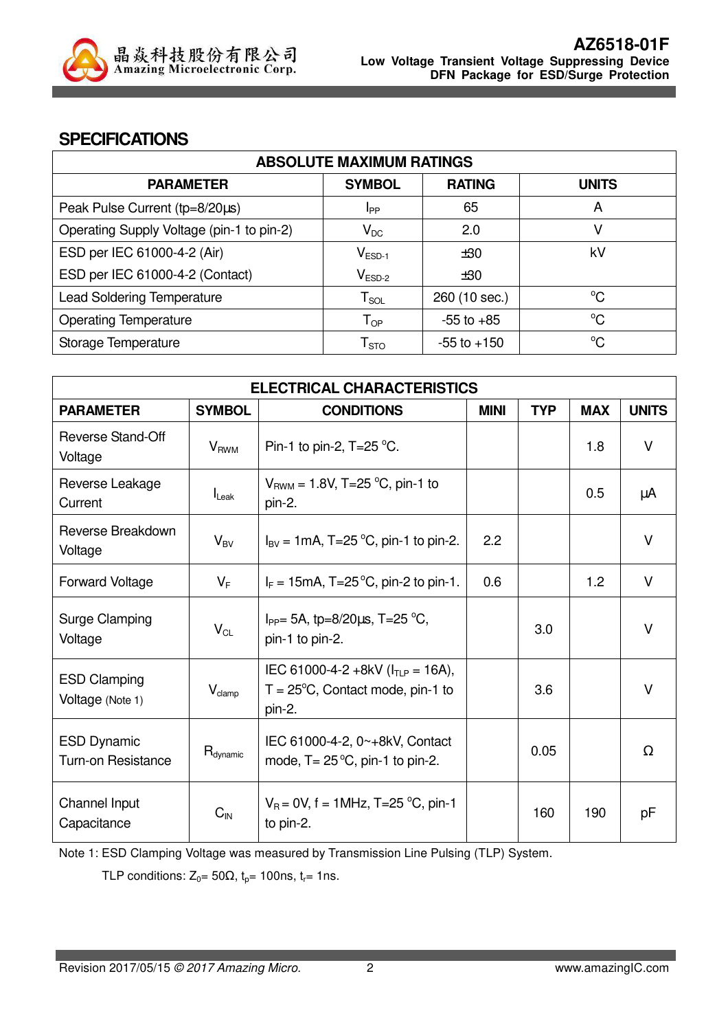## SPECIFICATIONS

| ABSOLUTE MAXIMUM RATINGS | | | |
|---|---|---|---|
| PARAMETER | SYMBOL | RATING | UNITS |
| Peak Pulse Current (tp=8/20µs) | $I_{PP}$ | 65 | A |
| Operating Supply Voltage (pin-1 to pin-2) | $V_{DC}$ | 2.0 | V |
| ESD per IEC 61000-4-2 (Air) | $V_{ESD-1}$ | ±30 | kV |
| ESD per IEC 61000-4-2 (Contact) | $V_{ESD-2}$ | ±30 | |
| Lead Soldering Temperature | $T_{SOL}$ | 260 (10 sec.) | °C |
| Operating Temperature | $T_{OP}$ | -55 to +85 | °C |
| Storage Temperature | $T_{STO}$ | -55 to +150 | °C |

| ELECTRICAL CHARACTERISTICS | | | | | | |
|---|---|---|---|---|---|---|
| PARAMETER | SYMBOL | CONDITIONS | MINI | TYP | MAX | UNITS |
| Reverse Stand-Off Voltage | $V_{RWM}$ | Pin-1 to pin-2, T=25 °C. | | | 1.8 | V |
| Reverse Leakage Current | $I_{Leak}$ | $V_{RWM}$ = 1.8V, T=25 °C, pin-1 to pin-2. | | | 0.5 | µA |
| Reverse Breakdown Voltage | $V_{BV}$ | $I_{BV}$ = 1mA, T=25 °C, pin-1 to pin-2. | 2.2 | | | V |
| Forward Voltage | $V_F$ | $I_F$ = 15mA, T=25 °C, pin-2 to pin-1. | 0.6 | | 1.2 | V |
| Surge Clamping Voltage | $V_{CL}$ | $I_{PP}$= 5A, tp=8/20µs, T=25 °C, pin-1 to pin-2. | | 3.0 | | V |
| ESD Clamping Voltage (Note 1) | $V_{clamp}$ | IEC 61000-4-2 +8kV ($I_{TLP}$ = 16A), T = 25°C, Contact mode, pin-1 to pin-2. | | 3.6 | | V |
| ESD Dynamic Turn-on Resistance | $R_{dynamic}$ | IEC 61000-4-2, 0~+8kV, Contact mode, T= 25 °C, pin-1 to pin-2. | | 0.05 | | Ω |
| Channel Input Capacitance | $C_{IN}$ | $V_R$ = 0V, f = 1MHz, T=25 °C, pin-1 to pin-2. | | 160 | 190 | pF |

Note 1: ESD Clamping Voltage was measured by Transmission Line Pulsing (TLP) System.

TLP conditions: $Z_0$= 50Ω, $t_p$= 100ns, $t_r$= 1ns.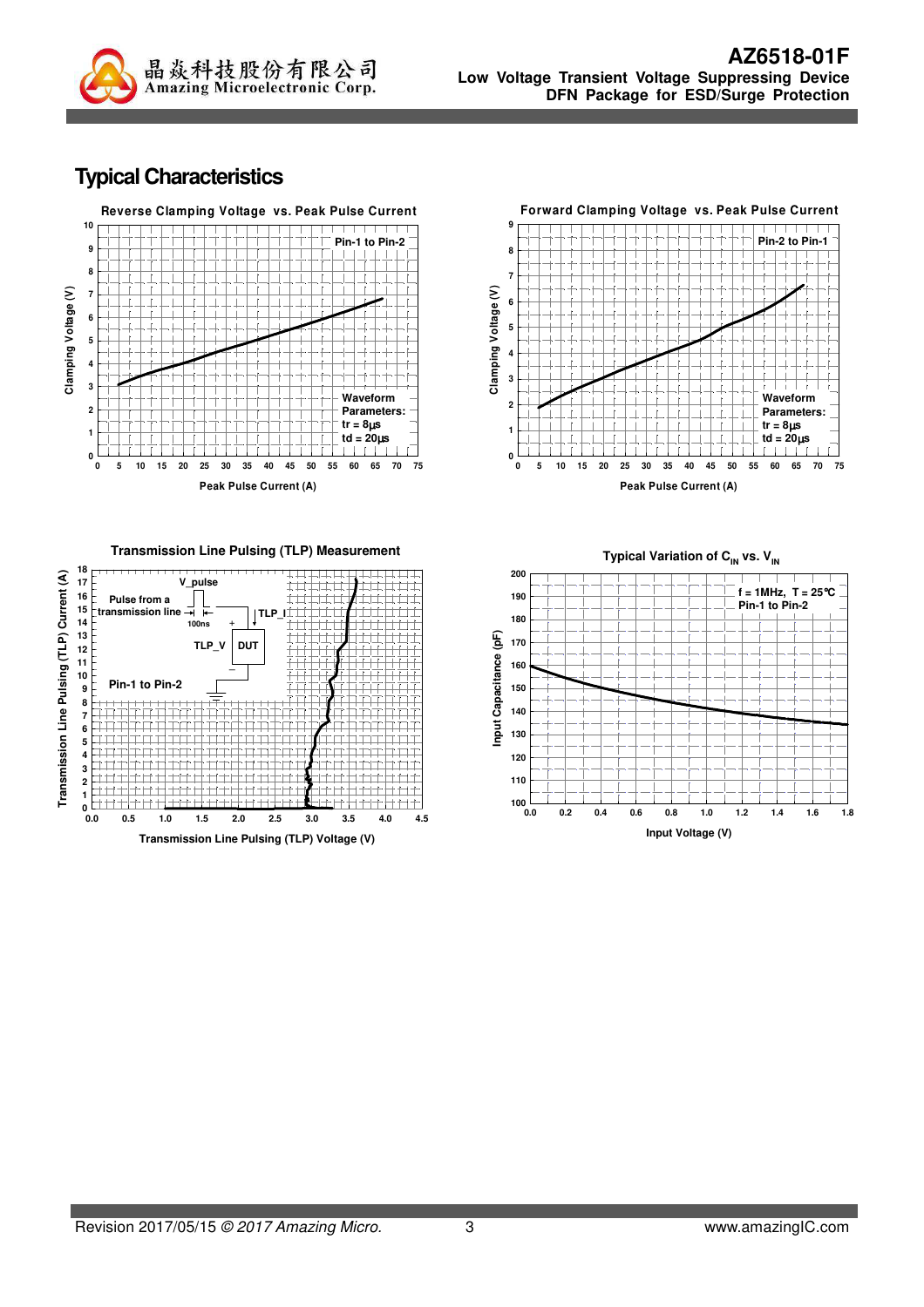## Typical Characteristics

**Reverse Clamping Voltage vs. Peak Pulse Current**

Pin-1 to Pin-2

Waveform Parameters:
tr = 8μs
td = 20μs

Clamping Voltage (V)

Peak Pulse Current (A)

**Forward Clamping Voltage vs. Peak Pulse Current**

Pin-2 to Pin-1

Waveform Parameters:
tr = 8μs
td = 20μs

Clamping Voltage (V)

Peak Pulse Current (A)

**Transmission Line Pulsing (TLP) Measurement**

V_pulse

Pulse from a transmission line

100ns

TLP_I

TLP_V

DUT

Pin-1 to Pin-2

Transmission Line Pulsing (TLP) Current (A)

Transmission Line Pulsing (TLP) Voltage (V)

**Typical Variation of $C_{IN}$ vs. $V_{IN}$**

f = 1MHz, T = 25℃
Pin-1 to Pin-2

Input Capacitance (pF)

Input Voltage (V)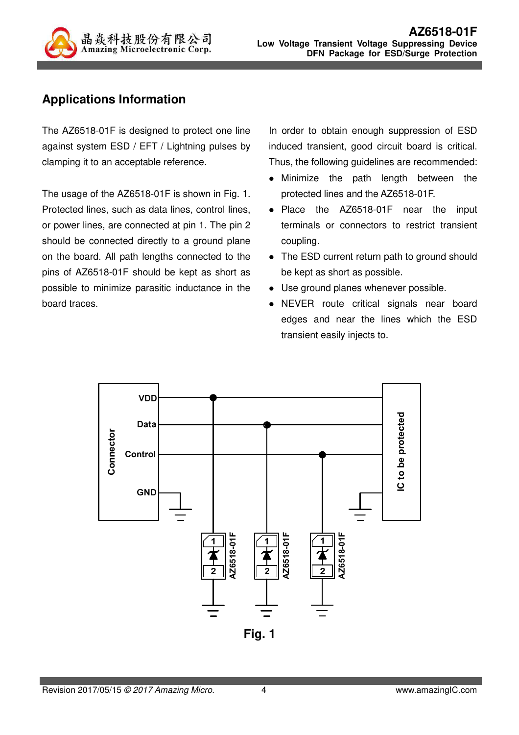## Applications Information

The AZ6518-01F is designed to protect one line against system ESD / EFT / Lightning pulses by clamping it to an acceptable reference.

The usage of the AZ6518-01F is shown in Fig. 1. Protected lines, such as data lines, control lines, or power lines, are connected at pin 1. The pin 2 should be connected directly to a ground plane on the board. All path lengths connected to the pins of AZ6518-01F should be kept as short as possible to minimize parasitic inductance in the board traces.

In order to obtain enough suppression of ESD induced transient, good circuit board is critical. Thus, the following guidelines are recommended:

- Minimize the path length between the protected lines and the AZ6518-01F.
- Place the AZ6518-01F near the input terminals or connectors to restrict transient coupling.
- The ESD current return path to ground should be kept as short as possible.
- Use ground planes whenever possible.
- NEVER route critical signals near board edges and near the lines which the ESD transient easily injects to.

**Fig. 1**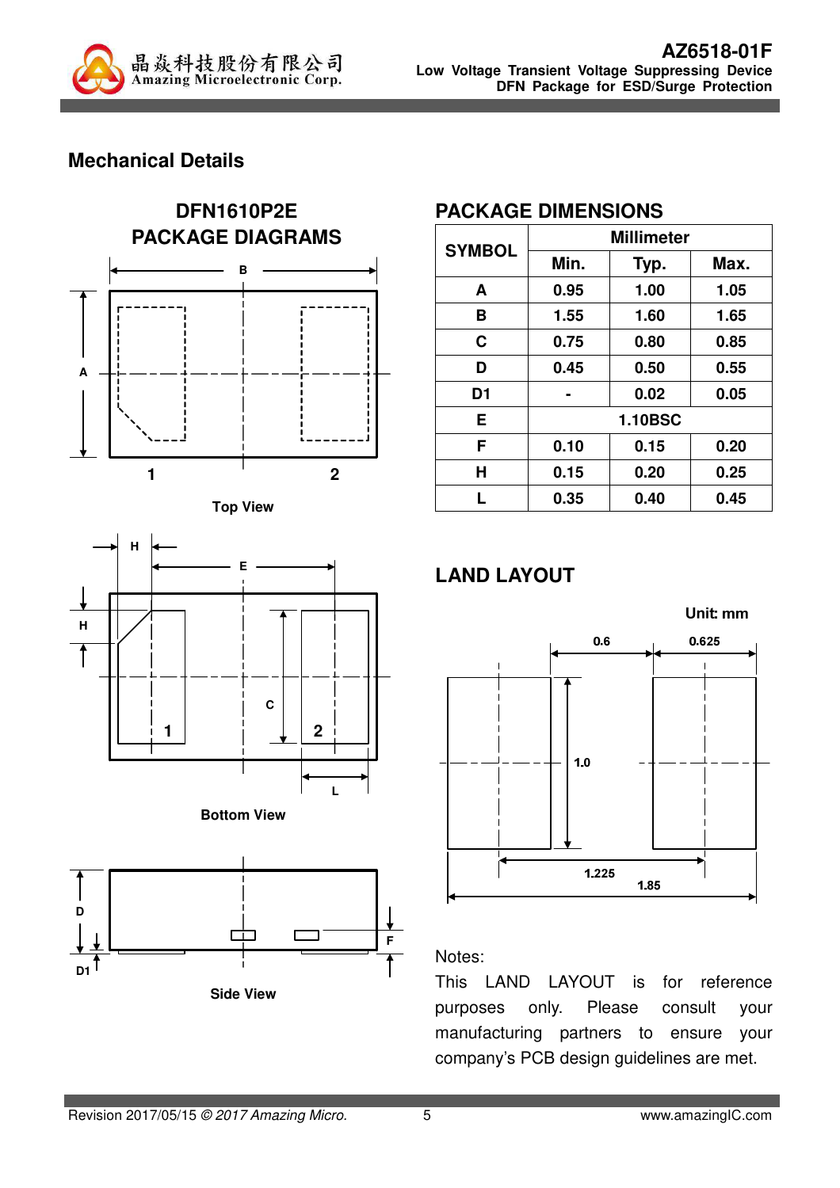## Mechanical Details

### DFN1610P2E PACKAGE DIAGRAMS

Top View

Bottom View

Side View

### PACKAGE DIMENSIONS

| SYMBOL | Millimeter | | |
|---|---|---|---|
| | Min. | Typ. | Max. |
| A | 0.95 | 1.00 | 1.05 |
| B | 1.55 | 1.60 | 1.65 |
| C | 0.75 | 0.80 | 0.85 |
| D | 0.45 | 0.50 | 0.55 |
| D1 | - | 0.02 | 0.05 |
| E | 1.10BSC | | |
| F | 0.10 | 0.15 | 0.20 |
| H | 0.15 | 0.20 | 0.25 |
| L | 0.35 | 0.40 | 0.45 |

### LAND LAYOUT

Unit: mm

Notes:
This LAND LAYOUT is for reference purposes only. Please consult your manufacturing partners to ensure your company's PCB design guidelines are met.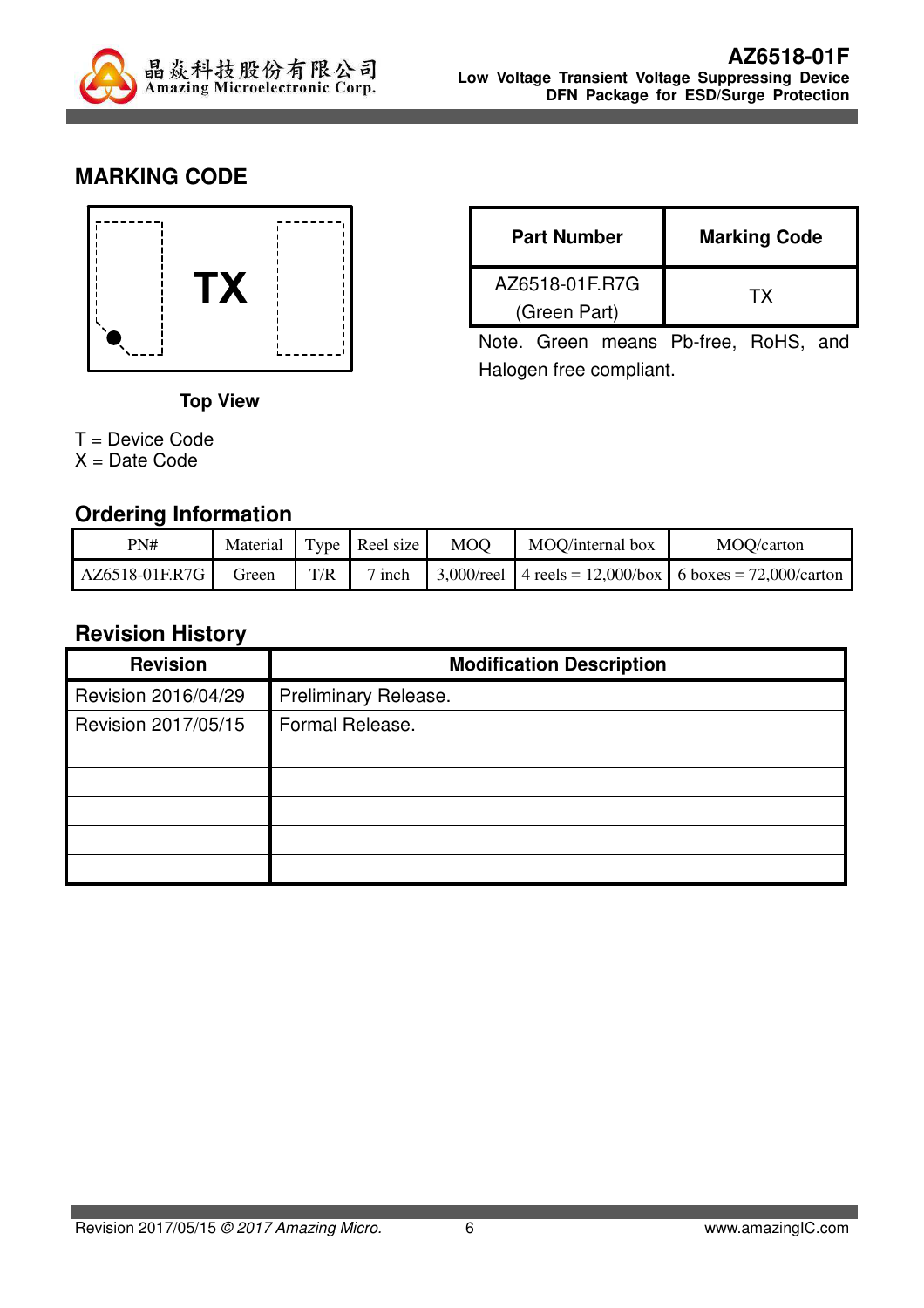## MARKING CODE

TX

Top View

T = Device Code
X = Date Code

| Part Number | Marking Code |
|---|---|
| AZ6518-01F.R7G (Green Part) | TX |

Note. Green means Pb-free, RoHS, and Halogen free compliant.

## Ordering Information

| PN# | Material | Type | Reel size | MOQ | MOQ/internal box | MOQ/carton |
|---|---|---|---|---|---|---|
| AZ6518-01F.R7G | Green | T/R | 7 inch | 3,000/reel | 4 reels = 12,000/box | 6 boxes = 72,000/carton |

## Revision History

| Revision | Modification Description |
|---|---|
| Revision 2016/04/29 | Preliminary Release. |
| Revision 2017/05/15 | Formal Release. |
| | |
| | |
| | |
| | |
| | |